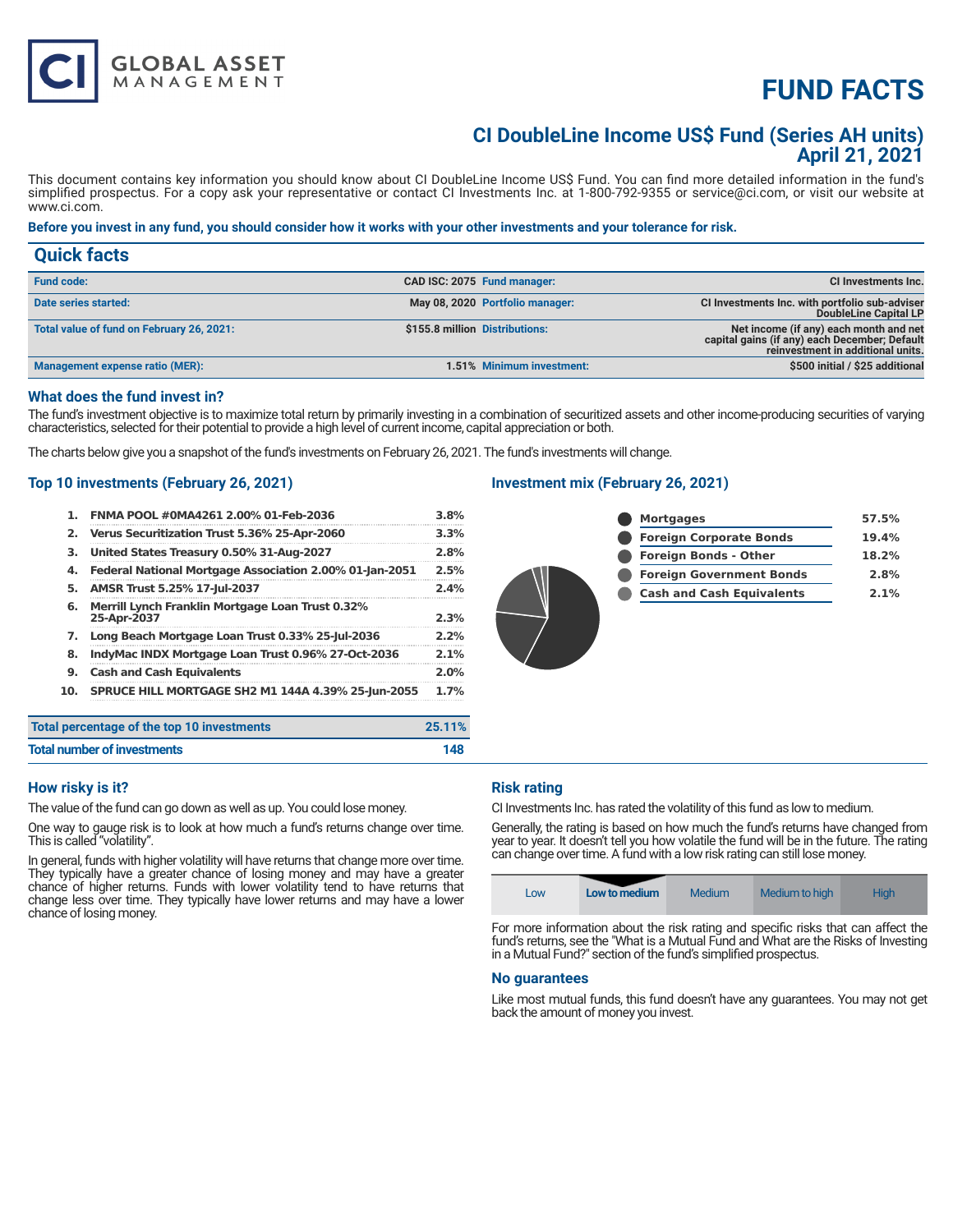CI GLOBAL ASSET MANAGEMENT

# FUND FACTS

## CI DoubleLine Income US$ Fund (Series AH units)
## April 21, 2021

This document contains key information you should know about CI DoubleLine Income US$ Fund. You can find more detailed information in the fund's simplified prospectus. For a copy ask your representative or contact CI Investments Inc. at 1-800-792-9355 or service@ci.com, or visit our website at www.ci.com.

**Before you invest in any fund, you should consider how it works with your other investments and your tolerance for risk.**

## Quick facts

| | | | |
|---|---|---|---|
| **Fund code:** | **CAD ISC: 2075** | **Fund manager:** | **CI Investments Inc.** |
| **Date series started:** | **May 08, 2020** | **Portfolio manager:** | **CI Investments Inc. with portfolio sub-adviser DoubleLine Capital LP** |
| **Total value of fund on February 26, 2021:** | **$155.8 million** | **Distributions:** | **Net income (if any) each month and net capital gains (if any) each December; Default reinvestment in additional units.** |
| **Management expense ratio (MER):** | **1.51%** | **Minimum investment:** | **$500 initial / $25 additional** |

### What does the fund invest in?

The fund's investment objective is to maximize total return by primarily investing in a combination of securitized assets and other income-producing securities of varying characteristics, selected for their potential to provide a high level of current income, capital appreciation or both.

The charts below give you a snapshot of the fund's investments on February 26, 2021. The fund's investments will change.

### Top 10 investments (February 26, 2021)

| | | |
|---|---|---|
| 1. | FNMA POOL #0MA4261 2.00% 01-Feb-2036 | 3.8% |
| 2. | Verus Securitization Trust 5.36% 25-Apr-2060 | 3.3% |
| 3. | United States Treasury 0.50% 31-Aug-2027 | 2.8% |
| 4. | Federal National Mortgage Association 2.00% 01-Jan-2051 | 2.5% |
| 5. | AMSR Trust 5.25% 17-Jul-2037 | 2.4% |
| 6. | Merrill Lynch Franklin Mortgage Loan Trust 0.32% 25-Apr-2037 | 2.3% |
| 7. | Long Beach Mortgage Loan Trust 0.33% 25-Jul-2036 | 2.2% |
| 8. | IndyMac INDX Mortgage Loan Trust 0.96% 27-Oct-2036 | 2.1% |
| 9. | Cash and Cash Equivalents | 2.0% |
| 10. | SPRUCE HILL MORTGAGE SH2 M1 144A 4.39% 25-Jun-2055 | 1.7% |

| | |
|---|---|
| **Total percentage of the top 10 investments** | **25.11%** |
| **Total number of investments** | **148** |

### Investment mix (February 26, 2021)

Mortgages 57.5%
Foreign Corporate Bonds 19.4%
Foreign Bonds - Other 18.2%
Foreign Government Bonds 2.8%
Cash and Cash Equivalents 2.1%

### How risky is it?

The value of the fund can go down as well as up. You could lose money.

One way to gauge risk is to look at how much a fund's returns change over time. This is called "volatility".

In general, funds with higher volatility will have returns that change more over time. They typically have a greater chance of losing money and may have a greater chance of higher returns. Funds with lower volatility tend to have returns that change less over time. They typically have lower returns and may have a lower chance of losing money.

### Risk rating

CI Investments Inc. has rated the volatility of this fund as low to medium.

Generally, the rating is based on how much the fund's returns have changed from year to year. It doesn't tell you how volatile the fund will be in the future. The rating can change over time. A fund with a low risk rating can still lose money.

Low | **Low to medium** | Medium | Medium to high | High

For more information about the risk rating and specific risks that can affect the fund's returns, see the "What is a Mutual Fund and What are the Risks of Investing in a Mutual Fund?" section of the fund's simplified prospectus.

### No guarantees

Like most mutual funds, this fund doesn't have any guarantees. You may not get back the amount of money you invest.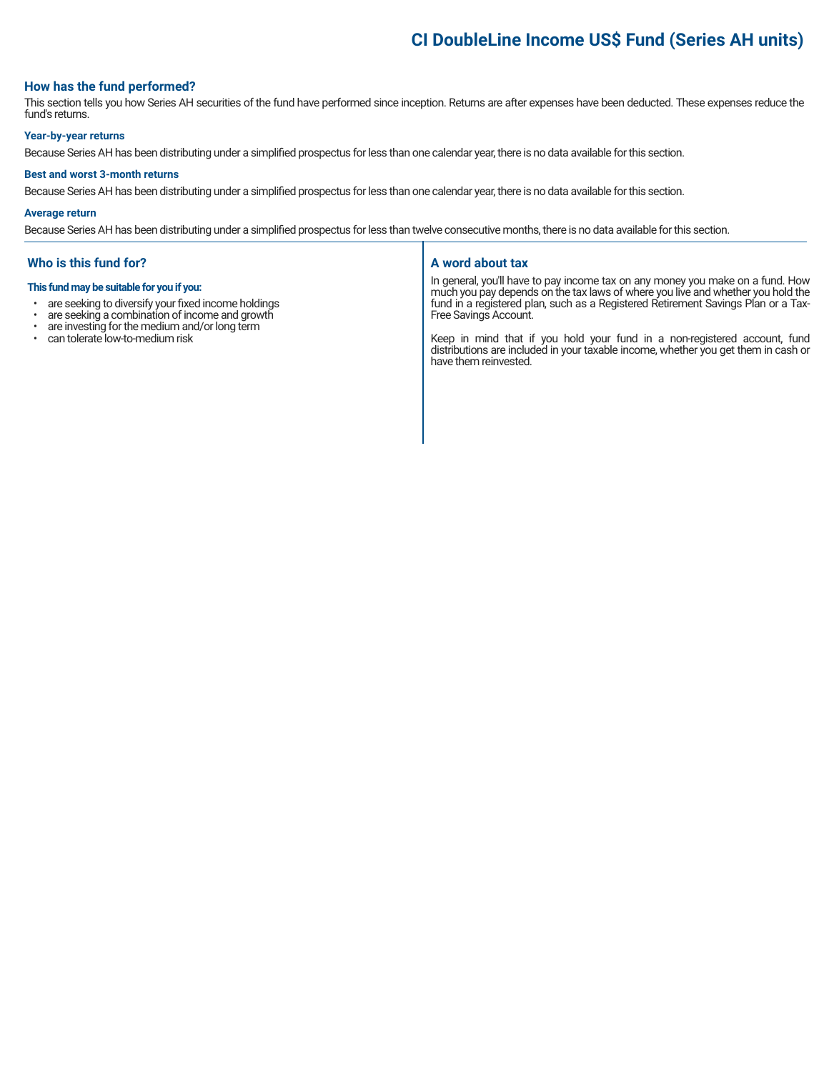# CI DoubleLine Income US$ Fund (Series AH units)

## How has the fund performed?

This section tells you how Series AH securities of the fund have performed since inception. Returns are after expenses have been deducted. These expenses reduce the fund's returns.

### Year-by-year returns

Because Series AH has been distributing under a simplified prospectus for less than one calendar year, there is no data available for this section.

### Best and worst 3-month returns

Because Series AH has been distributing under a simplified prospectus for less than one calendar year, there is no data available for this section.

### Average return

Because Series AH has been distributing under a simplified prospectus for less than twelve consecutive months, there is no data available for this section.

## Who is this fund for?

**This fund may be suitable for you if you:**

- are seeking to diversify your fixed income holdings
- are seeking a combination of income and growth
- are investing for the medium and/or long term
- can tolerate low-to-medium risk

## A word about tax

In general, you'll have to pay income tax on any money you make on a fund. How much you pay depends on the tax laws of where you live and whether you hold the fund in a registered plan, such as a Registered Retirement Savings Plan or a Tax-Free Savings Account.

Keep in mind that if you hold your fund in a non-registered account, fund distributions are included in your taxable income, whether you get them in cash or have them reinvested.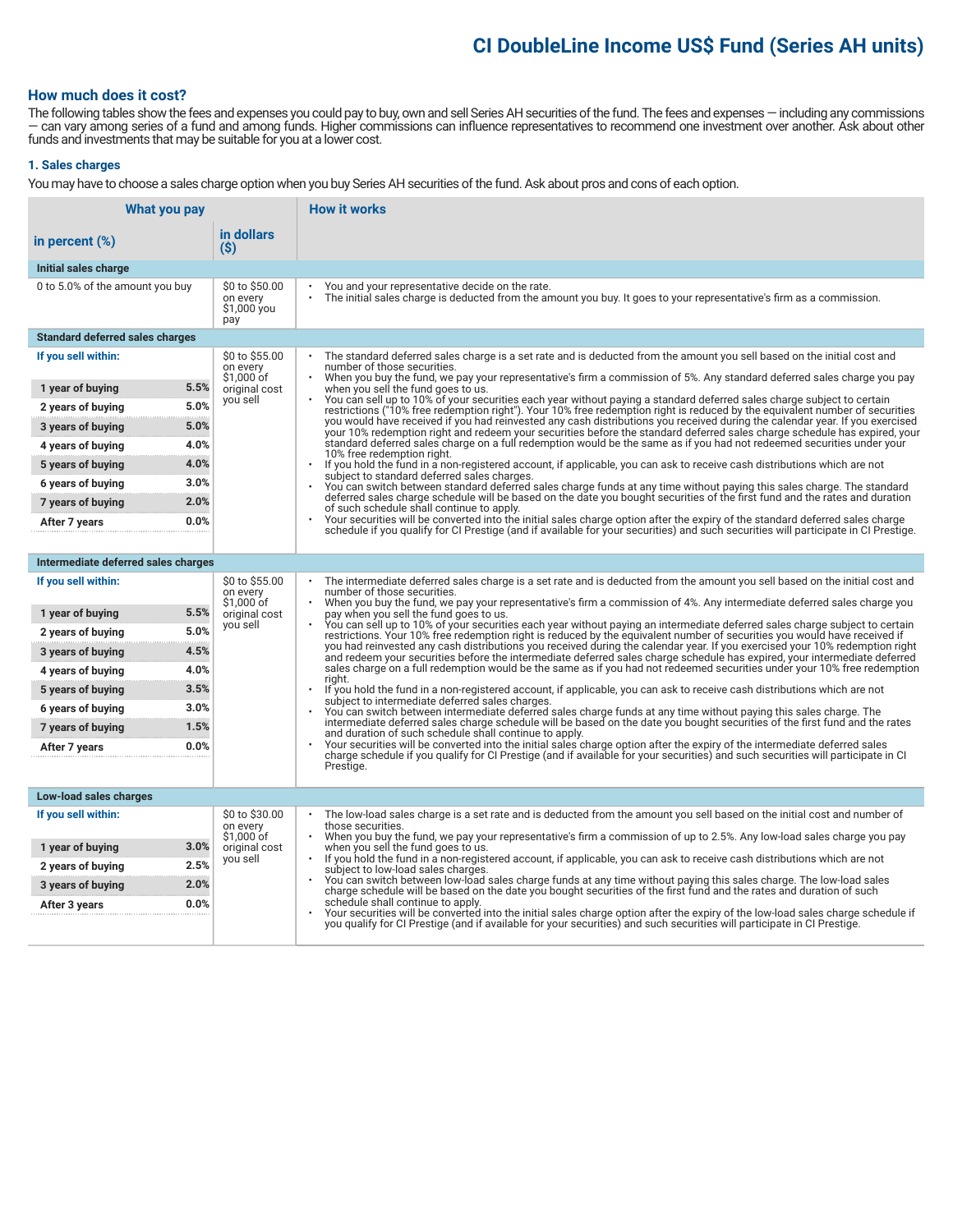# CI DoubleLine Income US$ Fund (Series AH units)

## How much does it cost?

The following tables show the fees and expenses you could pay to buy, own and sell Series AH securities of the fund. The fees and expenses — including any commissions — can vary among series of a fund and among funds. Higher commissions can influence representatives to recommend one investment over another. Ask about other funds and investments that may be suitable for you at a lower cost.

### 1. Sales charges

You may have to choose a sales charge option when you buy Series AH securities of the fund. Ask about pros and cons of each option.

| What you pay | | | How it works |
|---|---|---|---|
| **in percent (%)** | | **in dollars ($)** | |
| **Initial sales charge** | | | |
| 0 to 5.0% of the amount you buy | | $0 to $50.00 on every $1,000 you pay | • You and your representative decide on the rate.<br>• The initial sales charge is deducted from the amount you buy. It goes to your representative's firm as a commission. |
| **Standard deferred sales charges** | | | |
| **If you sell within:** | | $0 to $55.00 on every $1,000 of original cost you sell | • The standard deferred sales charge is a set rate and is deducted from the amount you sell based on the initial cost and number of those securities.<br>• When you buy the fund, we pay your representative's firm a commission of 5%. Any standard deferred sales charge you pay when you sell the fund goes to us.<br>• You can sell up to 10% of your securities each year without paying a standard deferred sales charge subject to certain restrictions ("10% free redemption right"). Your 10% free redemption right is reduced by the equivalent number of securities you would have received if you had reinvested any cash distributions you received during the calendar year. If you exercised your 10% redemption right and redeem your securities before the standard deferred sales charge schedule has expired, your standard deferred sales charge on a full redemption would be the same as if you had not redeemed securities under your 10% free redemption right.<br>• If you hold the fund in a non-registered account, if applicable, you can ask to receive cash distributions which are not subject to standard deferred sales charges.<br>• You can switch between standard deferred sales charge funds at any time without paying this sales charge. The standard deferred sales charge schedule will be based on the date you bought securities of the first fund and the rates and duration of such schedule shall continue to apply.<br>• Your securities will be converted into the initial sales charge option after the expiry of the standard deferred sales charge schedule if you qualify for CI Prestige (and if available for your securities) and such securities will participate in CI Prestige. |
| **1 year of buying** | **5.5%** | | |
| **2 years of buying** | **5.0%** | | |
| **3 years of buying** | **5.0%** | | |
| **4 years of buying** | **4.0%** | | |
| **5 years of buying** | **4.0%** | | |
| **6 years of buying** | **3.0%** | | |
| **7 years of buying** | **2.0%** | | |
| **After 7 years** | **0.0%** | | |
| **Intermediate deferred sales charges** | | | |
| **If you sell within:** | | $0 to $55.00 on every $1,000 of original cost you sell | • The intermediate deferred sales charge is a set rate and is deducted from the amount you sell based on the initial cost and number of those securities.<br>• When you buy the fund, we pay your representative's firm a commission of 4%. Any intermediate deferred sales charge you pay when you sell the fund goes to us.<br>• You can sell up to 10% of your securities each year without paying an intermediate deferred sales charge subject to certain restrictions. Your 10% free redemption right is reduced by the equivalent number of securities you would have received if you had reinvested any cash distributions you received during the calendar year. If you exercised your 10% redemption right and redeem your securities before the intermediate deferred sales charge schedule has expired, your intermediate deferred sales charge on a full redemption would be the same as if you had not redeemed securities under your 10% free redemption right.<br>• If you hold the fund in a non-registered account, if applicable, you can ask to receive cash distributions which are not subject to intermediate deferred sales charges.<br>• You can switch between intermediate deferred sales charge funds at any time without paying this sales charge. The intermediate deferred sales charge schedule will be based on the date you bought securities of the first fund and the rates and duration of such schedule shall continue to apply.<br>• Your securities will be converted into the initial sales charge option after the expiry of the intermediate deferred sales charge schedule if you qualify for CI Prestige (and if available for your securities) and such securities will participate in CI Prestige. |
| **1 year of buying** | **5.5%** | | |
| **2 years of buying** | **5.0%** | | |
| **3 years of buying** | **4.5%** | | |
| **4 years of buying** | **4.0%** | | |
| **5 years of buying** | **3.5%** | | |
| **6 years of buying** | **3.0%** | | |
| **7 years of buying** | **1.5%** | | |
| **After 7 years** | **0.0%** | | |
| **Low-load sales charges** | | | |
| **If you sell within:** | | $0 to $30.00 on every $1,000 of original cost you sell | • The low-load sales charge is a set rate and is deducted from the amount you sell based on the initial cost and number of those securities.<br>• When you buy the fund, we pay your representative's firm a commission of up to 2.5%. Any low-load sales charge you pay when you sell the fund goes to us.<br>• If you hold the fund in a non-registered account, if applicable, you can ask to receive cash distributions which are not subject to low-load sales charges.<br>• You can switch between low-load sales charge funds at any time without paying this sales charge. The low-load sales charge schedule will be based on the date you bought securities of the first fund and the rates and duration of such schedule shall continue to apply.<br>• Your securities will be converted into the initial sales charge option after the expiry of the low-load sales charge schedule if you qualify for CI Prestige (and if available for your securities) and such securities will participate in CI Prestige. |
| **1 year of buying** | **3.0%** | | |
| **2 years of buying** | **2.5%** | | |
| **3 years of buying** | **2.0%** | | |
| **After 3 years** | **0.0%** | | |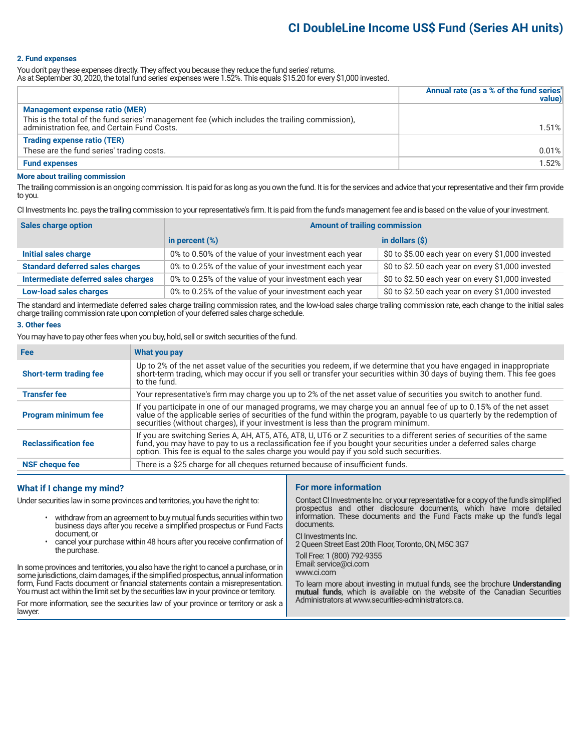# CI DoubleLine Income US$ Fund (Series AH units)

### 2. Fund expenses

You don't pay these expenses directly. They affect you because they reduce the fund series' returns.
As at September 30, 2020, the total fund series' expenses were 1.52%. This equals $15.20 for every $1,000 invested.

| | Annual rate (as a % of the fund series' value) |
|---|---|
| **Management expense ratio (MER)**<br>This is the total of the fund series' management fee (which includes the trailing commission), administration fee, and Certain Fund Costs. | 1.51% |
| **Trading expense ratio (TER)**<br>These are the fund series' trading costs. | 0.01% |
| **Fund expenses** | 1.52% |

**More about trailing commission**

The trailing commission is an ongoing commission. It is paid for as long as you own the fund. It is for the services and advice that your representative and their firm provide to you.

CI Investments Inc. pays the trailing commission to your representative's firm. It is paid from the fund's management fee and is based on the value of your investment.

| Sales charge option | Amount of trailing commission | |
|---|---|---|
| | in percent (%) | in dollars ($) |
| **Initial sales charge** | 0% to 0.50% of the value of your investment each year | $0 to $5.00 each year on every $1,000 invested |
| **Standard deferred sales charges** | 0% to 0.25% of the value of your investment each year | $0 to $2.50 each year on every $1,000 invested |
| **Intermediate deferred sales charges** | 0% to 0.25% of the value of your investment each year | $0 to $2.50 each year on every $1,000 invested |
| **Low-load sales charges** | 0% to 0.25% of the value of your investment each year | $0 to $2.50 each year on every $1,000 invested |

The standard and intermediate deferred sales charge trailing commission rates, and the low-load sales charge trailing commission rate, each change to the initial sales charge trailing commission rate upon completion of your deferred sales charge schedule.

### 3. Other fees

You may have to pay other fees when you buy, hold, sell or switch securities of the fund.

| Fee | What you pay |
|---|---|
| **Short-term trading fee** | Up to 2% of the net asset value of the securities you redeem, if we determine that you have engaged in inappropriate short-term trading, which may occur if you sell or transfer your securities within 30 days of buying them. This fee goes to the fund. |
| **Transfer fee** | Your representative's firm may charge you up to 2% of the net asset value of securities you switch to another fund. |
| **Program minimum fee** | If you participate in one of our managed programs, we may charge you an annual fee of up to 0.15% of the net asset value of the applicable series of securities of the fund within the program, payable to us quarterly by the redemption of securities (without charges), if your investment is less than the program minimum. |
| **Reclassification fee** | If you are switching Series A, AH, AT5, AT6, AT8, U, UT6 or Z securities to a different series of securities of the same fund, you may have to pay to us a reclassification fee if you bought your securities under a deferred sales charge option. This fee is equal to the sales charge you would pay if you sold such securities. |
| **NSF cheque fee** | There is a $25 charge for all cheques returned because of insufficient funds. |

## What if I change my mind?

Under securities law in some provinces and territories, you have the right to:

- withdraw from an agreement to buy mutual funds securities within two business days after you receive a simplified prospectus or Fund Facts document, or
- cancel your purchase within 48 hours after you receive confirmation of the purchase.

In some provinces and territories, you also have the right to cancel a purchase, or in some jurisdictions, claim damages, if the simplified prospectus, annual information form, Fund Facts document or financial statements contain a misrepresentation. You must act within the limit set by the securities law in your province or territory.

For more information, see the securities law of your province or territory or ask a lawyer.

## For more information

Contact CI Investments Inc. or your representative for a copy of the fund's simplified prospectus and other disclosure documents, which have more detailed information. These documents and the Fund Facts make up the fund's legal documents.

CI Investments Inc.
2 Queen Street East 20th Floor, Toronto, ON, M5C 3G7

Toll Free: 1 (800) 792-9355
Email: service@ci.com
www.ci.com

To learn more about investing in mutual funds, see the brochure **Understanding mutual funds**, which is available on the website of the Canadian Securities Administrators at www.securities-administrators.ca.